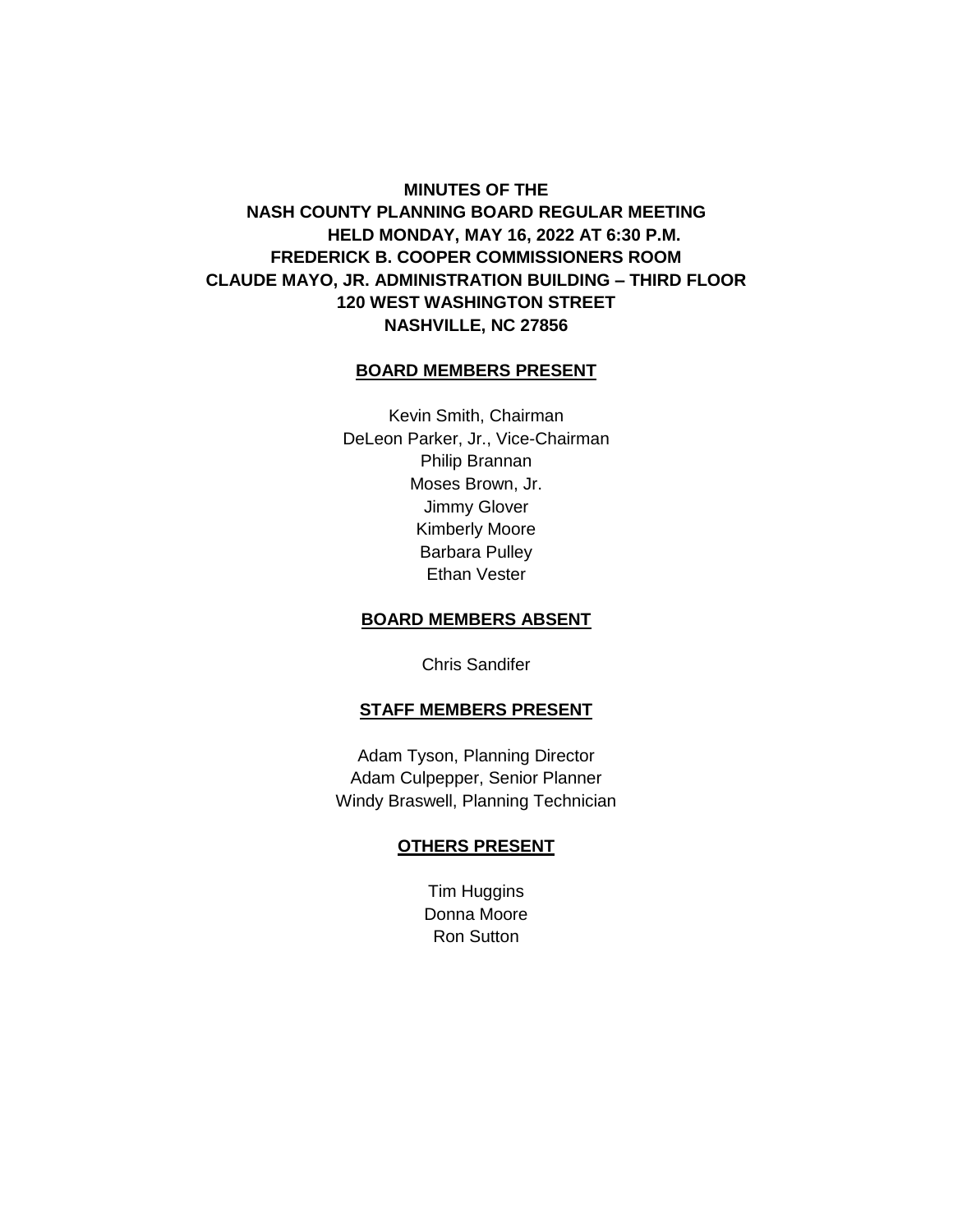**MINUTES OF THE**
**NASH COUNTY PLANNING BOARD REGULAR MEETING**
**HELD MONDAY, MAY 16, 2022 AT 6:30 P.M.**
**FREDERICK B. COOPER COMMISSIONERS ROOM**
**CLAUDE MAYO, JR. ADMINISTRATION BUILDING – THIRD FLOOR**
**120 WEST WASHINGTON STREET**
**NASHVILLE, NC 27856**

**BOARD MEMBERS PRESENT**

Kevin Smith, Chairman
DeLeon Parker, Jr., Vice-Chairman
Philip Brannan
Moses Brown, Jr.
Jimmy Glover
Kimberly Moore
Barbara Pulley
Ethan Vester

**BOARD MEMBERS ABSENT**

Chris Sandifer

**STAFF MEMBERS PRESENT**

Adam Tyson, Planning Director
Adam Culpepper, Senior Planner
Windy Braswell, Planning Technician

**OTHERS PRESENT**

Tim Huggins
Donna Moore
Ron Sutton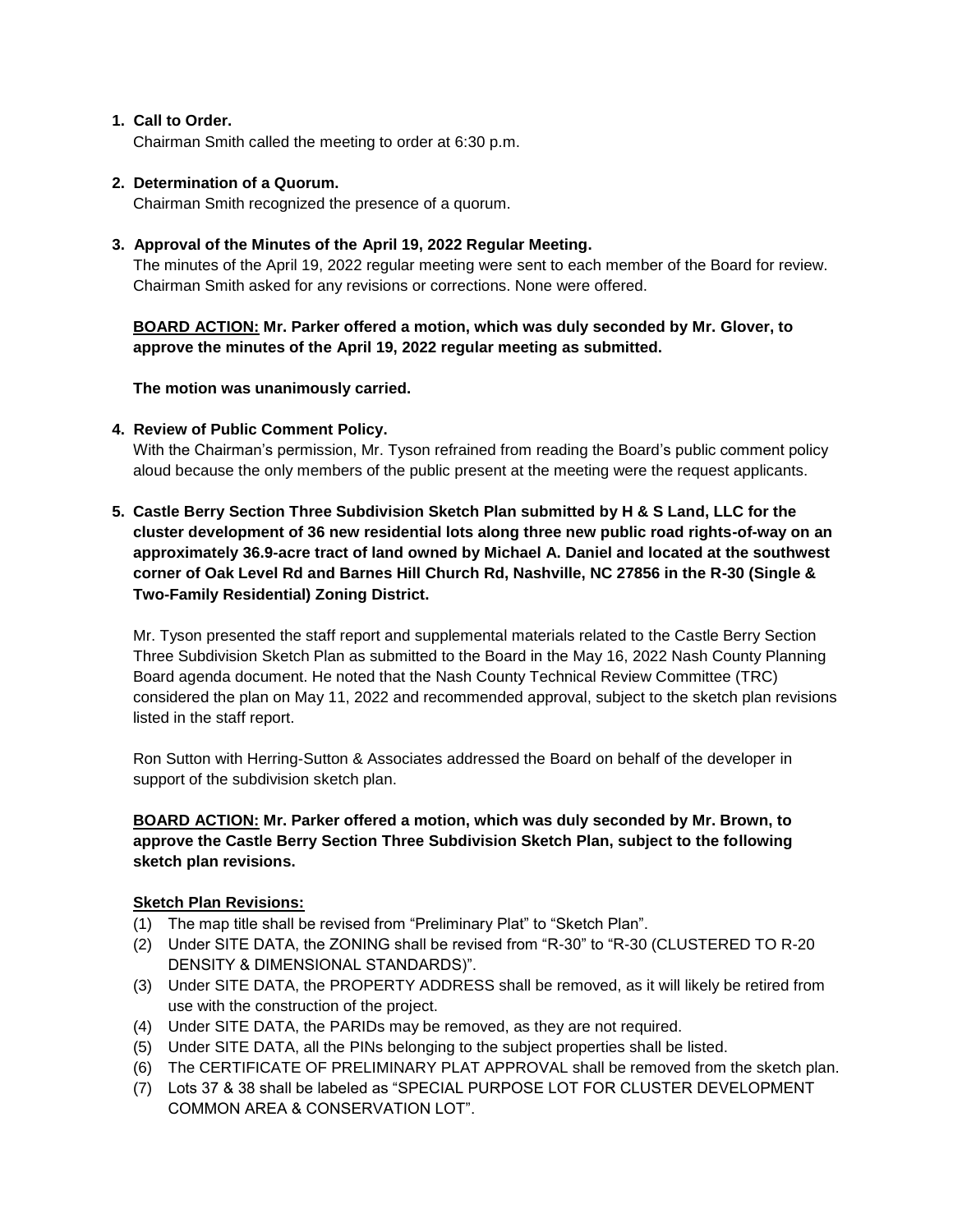1. **Call to Order.**
   Chairman Smith called the meeting to order at 6:30 p.m.

2. **Determination of a Quorum.**
   Chairman Smith recognized the presence of a quorum.

3. **Approval of the Minutes of the April 19, 2022 Regular Meeting.**
   The minutes of the April 19, 2022 regular meeting were sent to each member of the Board for review. Chairman Smith asked for any revisions or corrections. None were offered.

   **BOARD ACTION: Mr. Parker offered a motion, which was duly seconded by Mr. Glover, to approve the minutes of the April 19, 2022 regular meeting as submitted.**

   **The motion was unanimously carried.**

4. **Review of Public Comment Policy.**
   With the Chairman's permission, Mr. Tyson refrained from reading the Board's public comment policy aloud because the only members of the public present at the meeting were the request applicants.

5. **Castle Berry Section Three Subdivision Sketch Plan submitted by H & S Land, LLC for the cluster development of 36 new residential lots along three new public road rights-of-way on an approximately 36.9-acre tract of land owned by Michael A. Daniel and located at the southwest corner of Oak Level Rd and Barnes Hill Church Rd, Nashville, NC 27856 in the R-30 (Single & Two-Family Residential) Zoning District.**

   Mr. Tyson presented the staff report and supplemental materials related to the Castle Berry Section Three Subdivision Sketch Plan as submitted to the Board in the May 16, 2022 Nash County Planning Board agenda document. He noted that the Nash County Technical Review Committee (TRC) considered the plan on May 11, 2022 and recommended approval, subject to the sketch plan revisions listed in the staff report.

   Ron Sutton with Herring-Sutton & Associates addressed the Board on behalf of the developer in support of the subdivision sketch plan.

   **BOARD ACTION: Mr. Parker offered a motion, which was duly seconded by Mr. Brown, to approve the Castle Berry Section Three Subdivision Sketch Plan, subject to the following sketch plan revisions.**

   **Sketch Plan Revisions:**

   (1) The map title shall be revised from "Preliminary Plat" to "Sketch Plan".
   (2) Under SITE DATA, the ZONING shall be revised from "R-30" to "R-30 (CLUSTERED TO R-20 DENSITY & DIMENSIONAL STANDARDS)".
   (3) Under SITE DATA, the PROPERTY ADDRESS shall be removed, as it will likely be retired from use with the construction of the project.
   (4) Under SITE DATA, the PARIDs may be removed, as they are not required.
   (5) Under SITE DATA, all the PINs belonging to the subject properties shall be listed.
   (6) The CERTIFICATE OF PRELIMINARY PLAT APPROVAL shall be removed from the sketch plan.
   (7) Lots 37 & 38 shall be labeled as "SPECIAL PURPOSE LOT FOR CLUSTER DEVELOPMENT COMMON AREA & CONSERVATION LOT".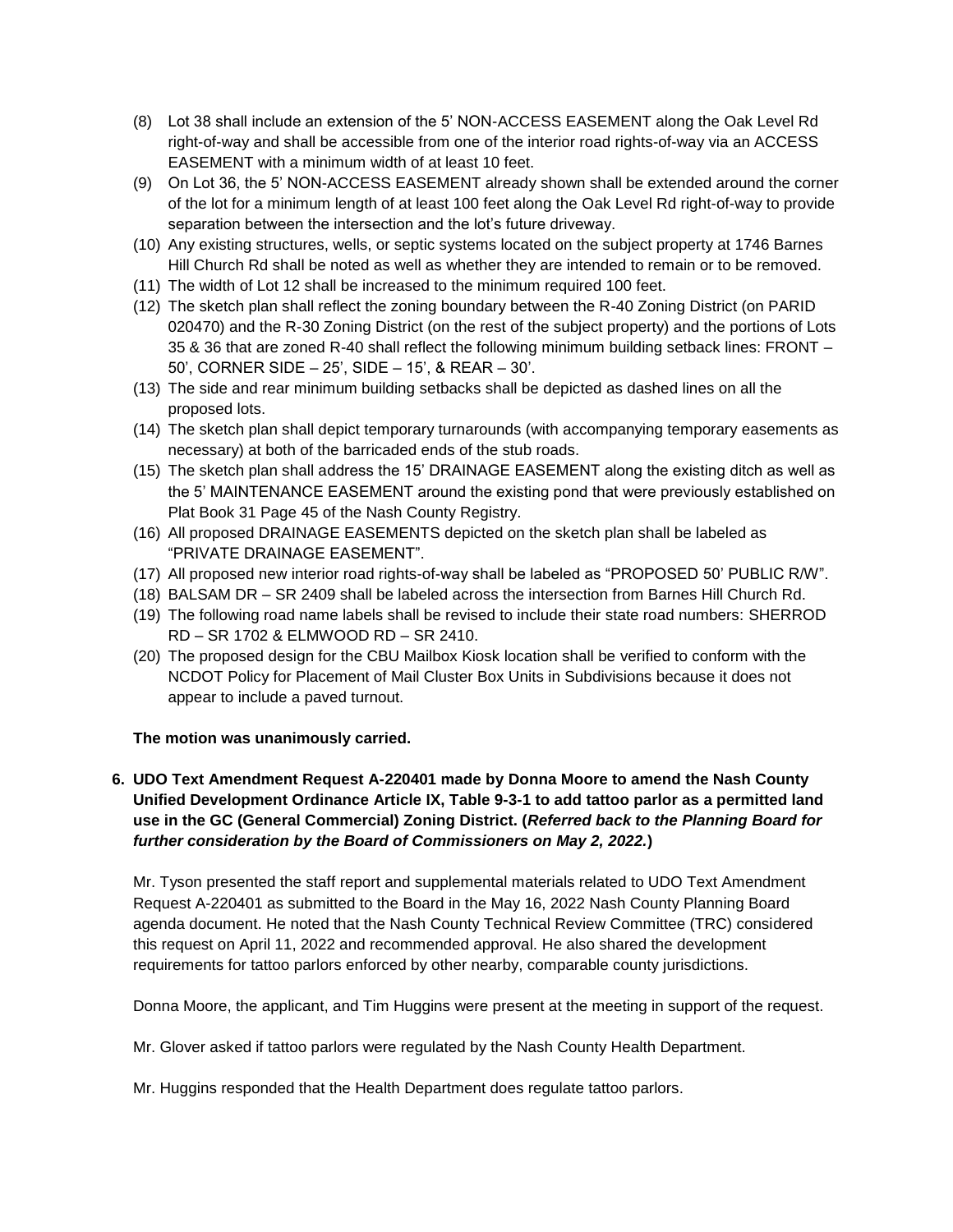(8) Lot 38 shall include an extension of the 5' NON-ACCESS EASEMENT along the Oak Level Rd right-of-way and shall be accessible from one of the interior road rights-of-way via an ACCESS EASEMENT with a minimum width of at least 10 feet.
(9) On Lot 36, the 5' NON-ACCESS EASEMENT already shown shall be extended around the corner of the lot for a minimum length of at least 100 feet along the Oak Level Rd right-of-way to provide separation between the intersection and the lot's future driveway.
(10) Any existing structures, wells, or septic systems located on the subject property at 1746 Barnes Hill Church Rd shall be noted as well as whether they are intended to remain or to be removed.
(11) The width of Lot 12 shall be increased to the minimum required 100 feet.
(12) The sketch plan shall reflect the zoning boundary between the R-40 Zoning District (on PARID 020470) and the R-30 Zoning District (on the rest of the subject property) and the portions of Lots 35 & 36 that are zoned R-40 shall reflect the following minimum building setback lines: FRONT – 50', CORNER SIDE – 25', SIDE – 15', & REAR – 30'.
(13) The side and rear minimum building setbacks shall be depicted as dashed lines on all the proposed lots.
(14) The sketch plan shall depict temporary turnarounds (with accompanying temporary easements as necessary) at both of the barricaded ends of the stub roads.
(15) The sketch plan shall address the 15' DRAINAGE EASEMENT along the existing ditch as well as the 5' MAINTENANCE EASEMENT around the existing pond that were previously established on Plat Book 31 Page 45 of the Nash County Registry.
(16) All proposed DRAINAGE EASEMENTS depicted on the sketch plan shall be labeled as "PRIVATE DRAINAGE EASEMENT".
(17) All proposed new interior road rights-of-way shall be labeled as "PROPOSED 50' PUBLIC R/W".
(18) BALSAM DR – SR 2409 shall be labeled across the intersection from Barnes Hill Church Rd.
(19) The following road name labels shall be revised to include their state road numbers: SHERROD RD – SR 1702 & ELMWOOD RD – SR 2410.
(20) The proposed design for the CBU Mailbox Kiosk location shall be verified to conform with the NCDOT Policy for Placement of Mail Cluster Box Units in Subdivisions because it does not appear to include a paved turnout.

**The motion was unanimously carried.**

**6. UDO Text Amendment Request A-220401 made by Donna Moore to amend the Nash County Unified Development Ordinance Article IX, Table 9-3-1 to add tattoo parlor as a permitted land use in the GC (General Commercial) Zoning District. (*Referred back to the Planning Board for further consideration by the Board of Commissioners on May 2, 2022.*)**

Mr. Tyson presented the staff report and supplemental materials related to UDO Text Amendment Request A-220401 as submitted to the Board in the May 16, 2022 Nash County Planning Board agenda document. He noted that the Nash County Technical Review Committee (TRC) considered this request on April 11, 2022 and recommended approval. He also shared the development requirements for tattoo parlors enforced by other nearby, comparable county jurisdictions.

Donna Moore, the applicant, and Tim Huggins were present at the meeting in support of the request.

Mr. Glover asked if tattoo parlors were regulated by the Nash County Health Department.

Mr. Huggins responded that the Health Department does regulate tattoo parlors.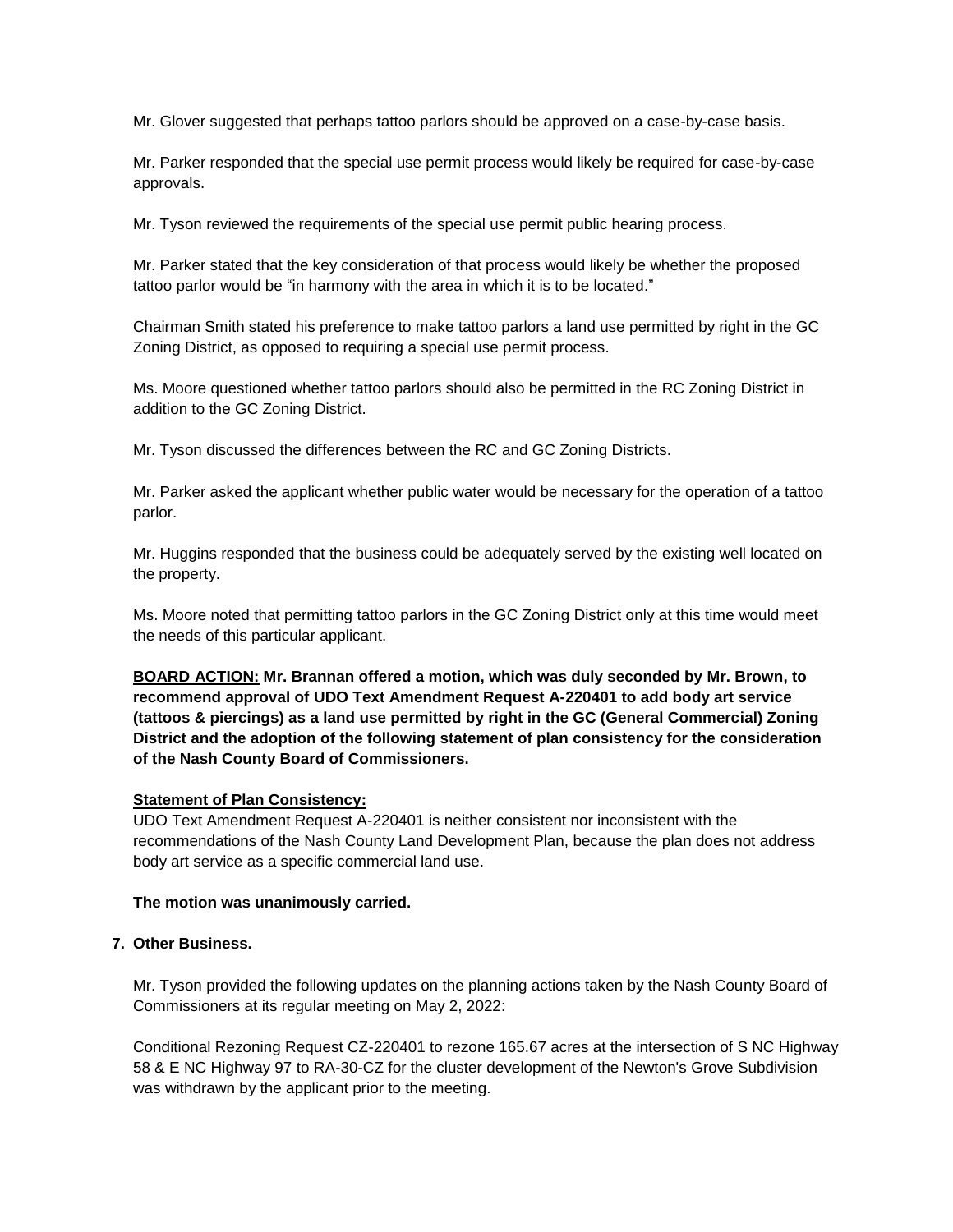Mr. Glover suggested that perhaps tattoo parlors should be approved on a case-by-case basis.

Mr. Parker responded that the special use permit process would likely be required for case-by-case approvals.

Mr. Tyson reviewed the requirements of the special use permit public hearing process.

Mr. Parker stated that the key consideration of that process would likely be whether the proposed tattoo parlor would be "in harmony with the area in which it is to be located."

Chairman Smith stated his preference to make tattoo parlors a land use permitted by right in the GC Zoning District, as opposed to requiring a special use permit process.

Ms. Moore questioned whether tattoo parlors should also be permitted in the RC Zoning District in addition to the GC Zoning District.

Mr. Tyson discussed the differences between the RC and GC Zoning Districts.

Mr. Parker asked the applicant whether public water would be necessary for the operation of a tattoo parlor.

Mr. Huggins responded that the business could be adequately served by the existing well located on the property.

Ms. Moore noted that permitting tattoo parlors in the GC Zoning District only at this time would meet the needs of this particular applicant.

**<u>BOARD ACTION:</u> Mr. Brannan offered a motion, which was duly seconded by Mr. Brown, to recommend approval of UDO Text Amendment Request A-220401 to add body art service (tattoos & piercings) as a land use permitted by right in the GC (General Commercial) Zoning District and the adoption of the following statement of plan consistency for the consideration of the Nash County Board of Commissioners.**

**<u>Statement of Plan Consistency:</u>**
UDO Text Amendment Request A-220401 is neither consistent nor inconsistent with the recommendations of the Nash County Land Development Plan, because the plan does not address body art service as a specific commercial land use.

**The motion was unanimously carried.**

**7. Other Business.**

Mr. Tyson provided the following updates on the planning actions taken by the Nash County Board of Commissioners at its regular meeting on May 2, 2022:

Conditional Rezoning Request CZ-220401 to rezone 165.67 acres at the intersection of S NC Highway 58 & E NC Highway 97 to RA-30-CZ for the cluster development of the Newton's Grove Subdivision was withdrawn by the applicant prior to the meeting.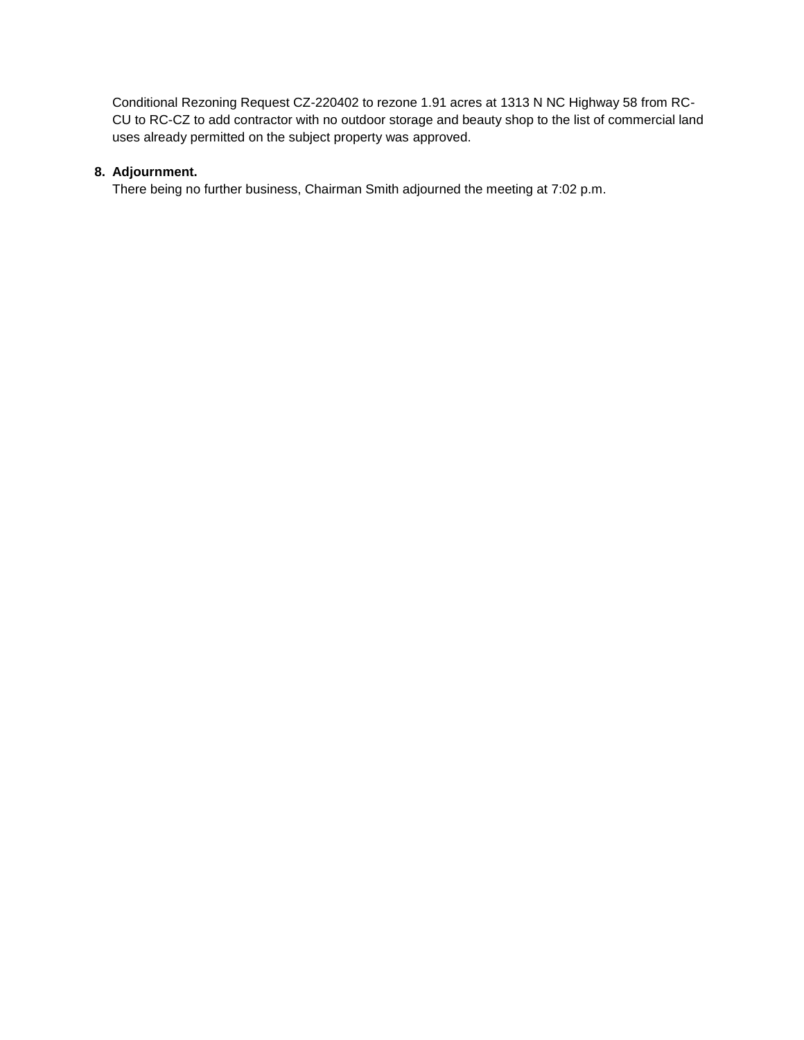Conditional Rezoning Request CZ-220402 to rezone 1.91 acres at 1313 N NC Highway 58 from RC-CU to RC-CZ to add contractor with no outdoor storage and beauty shop to the list of commercial land uses already permitted on the subject property was approved.

8. **Adjournment.**
   There being no further business, Chairman Smith adjourned the meeting at 7:02 p.m.